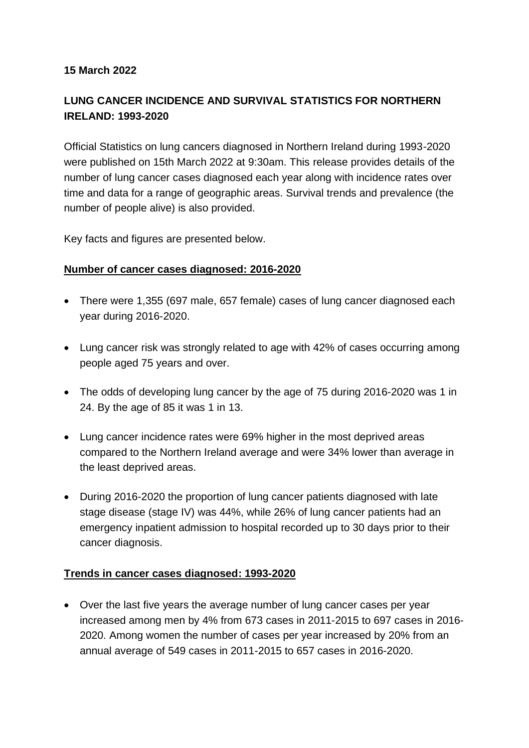**15 March 2022**

# LUNG CANCER INCIDENCE AND SURVIVAL STATISTICS FOR NORTHERN IRELAND: 1993-2020

Official Statistics on lung cancers diagnosed in Northern Ireland during 1993-2020 were published on 15th March 2022 at 9:30am. This release provides details of the number of lung cancer cases diagnosed each year along with incidence rates over time and data for a range of geographic areas. Survival trends and prevalence (the number of people alive) is also provided.

Key facts and figures are presented below.

## Number of cancer cases diagnosed: 2016-2020

- There were 1,355 (697 male, 657 female) cases of lung cancer diagnosed each year during 2016-2020.
- Lung cancer risk was strongly related to age with 42% of cases occurring among people aged 75 years and over.
- The odds of developing lung cancer by the age of 75 during 2016-2020 was 1 in 24. By the age of 85 it was 1 in 13.
- Lung cancer incidence rates were 69% higher in the most deprived areas compared to the Northern Ireland average and were 34% lower than average in the least deprived areas.
- During 2016-2020 the proportion of lung cancer patients diagnosed with late stage disease (stage IV) was 44%, while 26% of lung cancer patients had an emergency inpatient admission to hospital recorded up to 30 days prior to their cancer diagnosis.

## Trends in cancer cases diagnosed: 1993-2020

- Over the last five years the average number of lung cancer cases per year increased among men by 4% from 673 cases in 2011-2015 to 697 cases in 2016-2020. Among women the number of cases per year increased by 20% from an annual average of 549 cases in 2011-2015 to 657 cases in 2016-2020.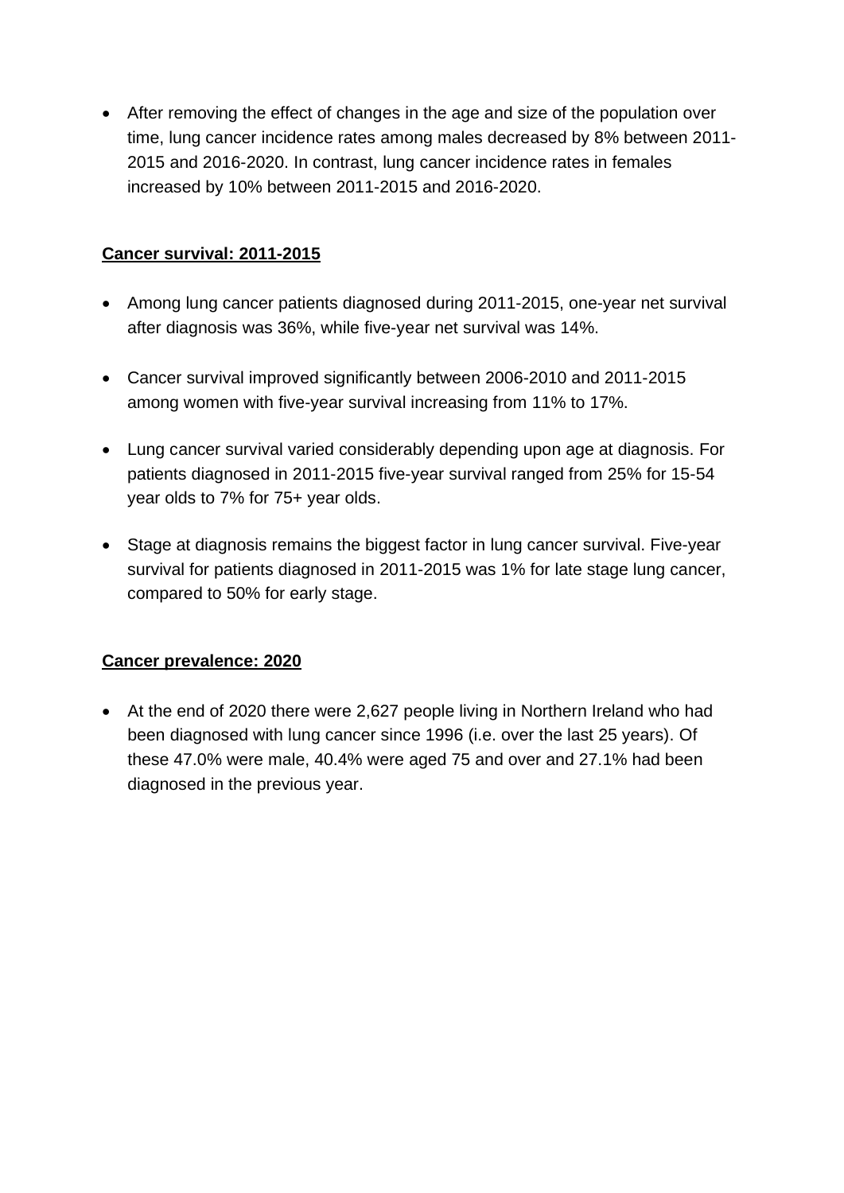- After removing the effect of changes in the age and size of the population over time, lung cancer incidence rates among males decreased by 8% between 2011-2015 and 2016-2020. In contrast, lung cancer incidence rates in females increased by 10% between 2011-2015 and 2016-2020.

**<u>Cancer survival: 2011-2015</u>**

- Among lung cancer patients diagnosed during 2011-2015, one-year net survival after diagnosis was 36%, while five-year net survival was 14%.

- Cancer survival improved significantly between 2006-2010 and 2011-2015 among women with five-year survival increasing from 11% to 17%.

- Lung cancer survival varied considerably depending upon age at diagnosis. For patients diagnosed in 2011-2015 five-year survival ranged from 25% for 15-54 year olds to 7% for 75+ year olds.

- Stage at diagnosis remains the biggest factor in lung cancer survival. Five-year survival for patients diagnosed in 2011-2015 was 1% for late stage lung cancer, compared to 50% for early stage.

**<u>Cancer prevalence: 2020</u>**

- At the end of 2020 there were 2,627 people living in Northern Ireland who had been diagnosed with lung cancer since 1996 (i.e. over the last 25 years). Of these 47.0% were male, 40.4% were aged 75 and over and 27.1% had been diagnosed in the previous year.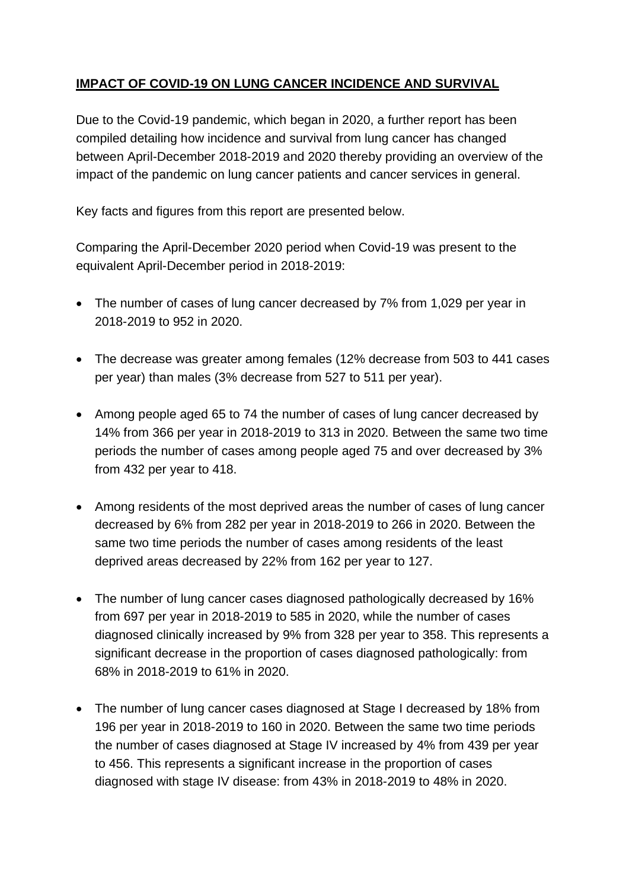## **IMPACT OF COVID-19 ON LUNG CANCER INCIDENCE AND SURVIVAL**

Due to the Covid-19 pandemic, which began in 2020, a further report has been compiled detailing how incidence and survival from lung cancer has changed between April-December 2018-2019 and 2020 thereby providing an overview of the impact of the pandemic on lung cancer patients and cancer services in general.

Key facts and figures from this report are presented below.

Comparing the April-December 2020 period when Covid-19 was present to the equivalent April-December period in 2018-2019:

- The number of cases of lung cancer decreased by 7% from 1,029 per year in 2018-2019 to 952 in 2020.
- The decrease was greater among females (12% decrease from 503 to 441 cases per year) than males (3% decrease from 527 to 511 per year).
- Among people aged 65 to 74 the number of cases of lung cancer decreased by 14% from 366 per year in 2018-2019 to 313 in 2020. Between the same two time periods the number of cases among people aged 75 and over decreased by 3% from 432 per year to 418.
- Among residents of the most deprived areas the number of cases of lung cancer decreased by 6% from 282 per year in 2018-2019 to 266 in 2020. Between the same two time periods the number of cases among residents of the least deprived areas decreased by 22% from 162 per year to 127.
- The number of lung cancer cases diagnosed pathologically decreased by 16% from 697 per year in 2018-2019 to 585 in 2020, while the number of cases diagnosed clinically increased by 9% from 328 per year to 358. This represents a significant decrease in the proportion of cases diagnosed pathologically: from 68% in 2018-2019 to 61% in 2020.
- The number of lung cancer cases diagnosed at Stage I decreased by 18% from 196 per year in 2018-2019 to 160 in 2020. Between the same two time periods the number of cases diagnosed at Stage IV increased by 4% from 439 per year to 456. This represents a significant increase in the proportion of cases diagnosed with stage IV disease: from 43% in 2018-2019 to 48% in 2020.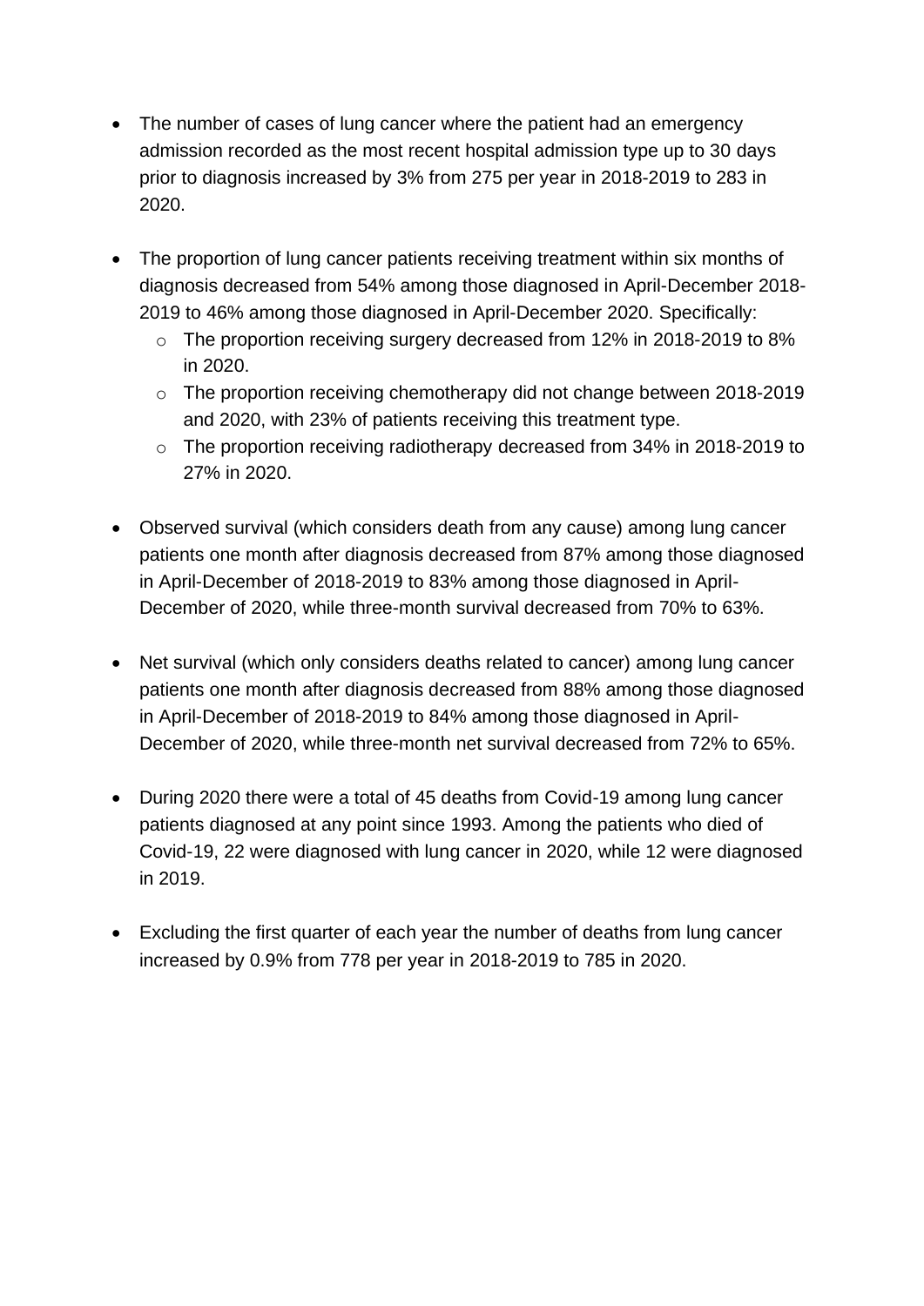- The number of cases of lung cancer where the patient had an emergency admission recorded as the most recent hospital admission type up to 30 days prior to diagnosis increased by 3% from 275 per year in 2018-2019 to 283 in 2020.

- The proportion of lung cancer patients receiving treatment within six months of diagnosis decreased from 54% among those diagnosed in April-December 2018-2019 to 46% among those diagnosed in April-December 2020. Specifically:
  - The proportion receiving surgery decreased from 12% in 2018-2019 to 8% in 2020.
  - The proportion receiving chemotherapy did not change between 2018-2019 and 2020, with 23% of patients receiving this treatment type.
  - The proportion receiving radiotherapy decreased from 34% in 2018-2019 to 27% in 2020.

- Observed survival (which considers death from any cause) among lung cancer patients one month after diagnosis decreased from 87% among those diagnosed in April-December of 2018-2019 to 83% among those diagnosed in April-December of 2020, while three-month survival decreased from 70% to 63%.

- Net survival (which only considers deaths related to cancer) among lung cancer patients one month after diagnosis decreased from 88% among those diagnosed in April-December of 2018-2019 to 84% among those diagnosed in April-December of 2020, while three-month net survival decreased from 72% to 65%.

- During 2020 there were a total of 45 deaths from Covid-19 among lung cancer patients diagnosed at any point since 1993. Among the patients who died of Covid-19, 22 were diagnosed with lung cancer in 2020, while 12 were diagnosed in 2019.

- Excluding the first quarter of each year the number of deaths from lung cancer increased by 0.9% from 778 per year in 2018-2019 to 785 in 2020.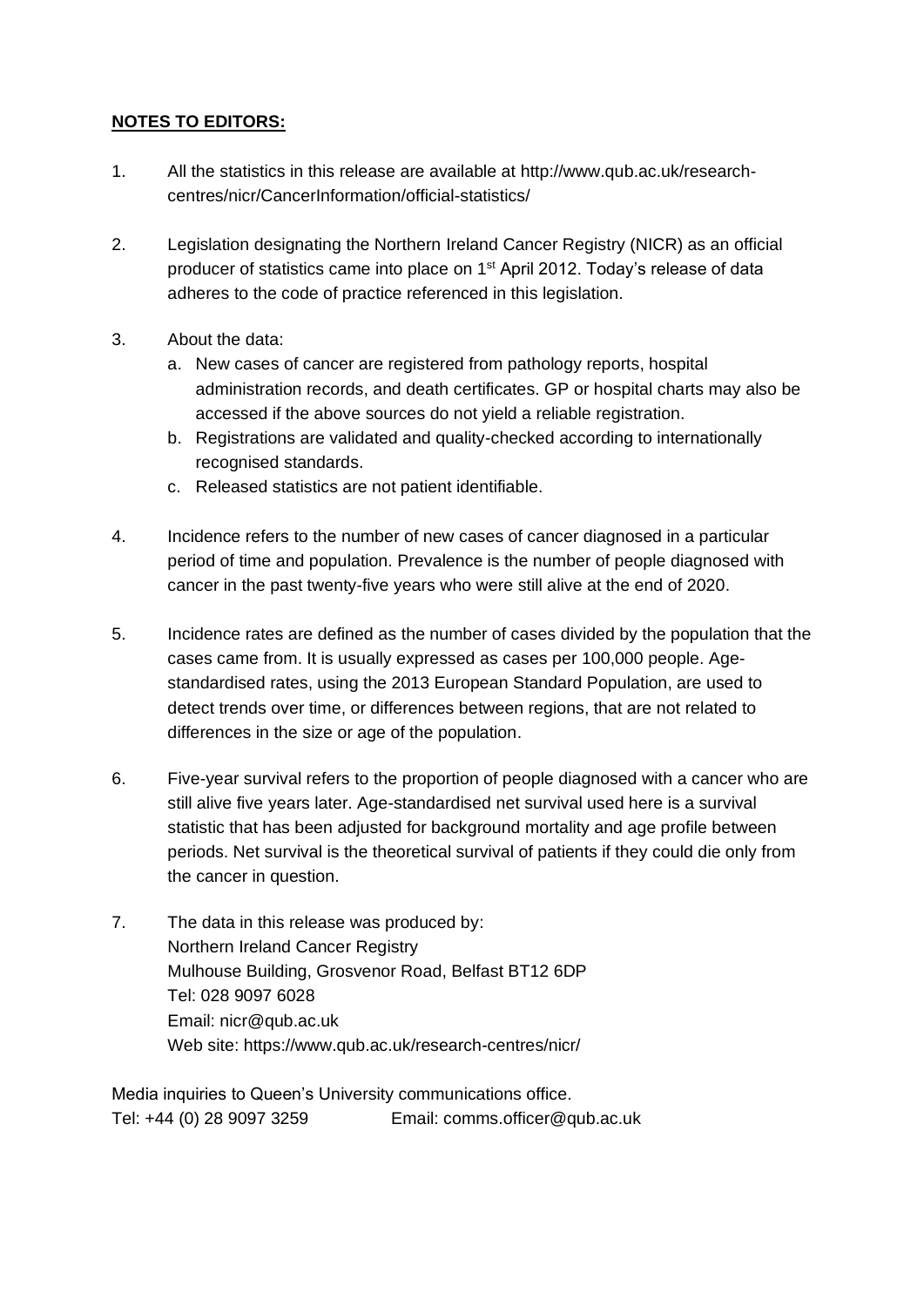**NOTES TO EDITORS:**

1. All the statistics in this release are available at http://www.qub.ac.uk/research-centres/nicr/CancerInformation/official-statistics/

2. Legislation designating the Northern Ireland Cancer Registry (NICR) as an official producer of statistics came into place on 1st April 2012. Today's release of data adheres to the code of practice referenced in this legislation.

3. About the data:
   a. New cases of cancer are registered from pathology reports, hospital administration records, and death certificates. GP or hospital charts may also be accessed if the above sources do not yield a reliable registration.
   b. Registrations are validated and quality-checked according to internationally recognised standards.
   c. Released statistics are not patient identifiable.

4. Incidence refers to the number of new cases of cancer diagnosed in a particular period of time and population. Prevalence is the number of people diagnosed with cancer in the past twenty-five years who were still alive at the end of 2020.

5. Incidence rates are defined as the number of cases divided by the population that the cases came from. It is usually expressed as cases per 100,000 people. Age-standardised rates, using the 2013 European Standard Population, are used to detect trends over time, or differences between regions, that are not related to differences in the size or age of the population.

6. Five-year survival refers to the proportion of people diagnosed with a cancer who are still alive five years later. Age-standardised net survival used here is a survival statistic that has been adjusted for background mortality and age profile between periods. Net survival is the theoretical survival of patients if they could die only from the cancer in question.

7. The data in this release was produced by:
   Northern Ireland Cancer Registry
   Mulhouse Building, Grosvenor Road, Belfast BT12 6DP
   Tel: 028 9097 6028
   Email: nicr@qub.ac.uk
   Web site: https://www.qub.ac.uk/research-centres/nicr/

Media inquiries to Queen's University communications office.
Tel: +44 (0) 28 9097 3259 Email: comms.officer@qub.ac.uk